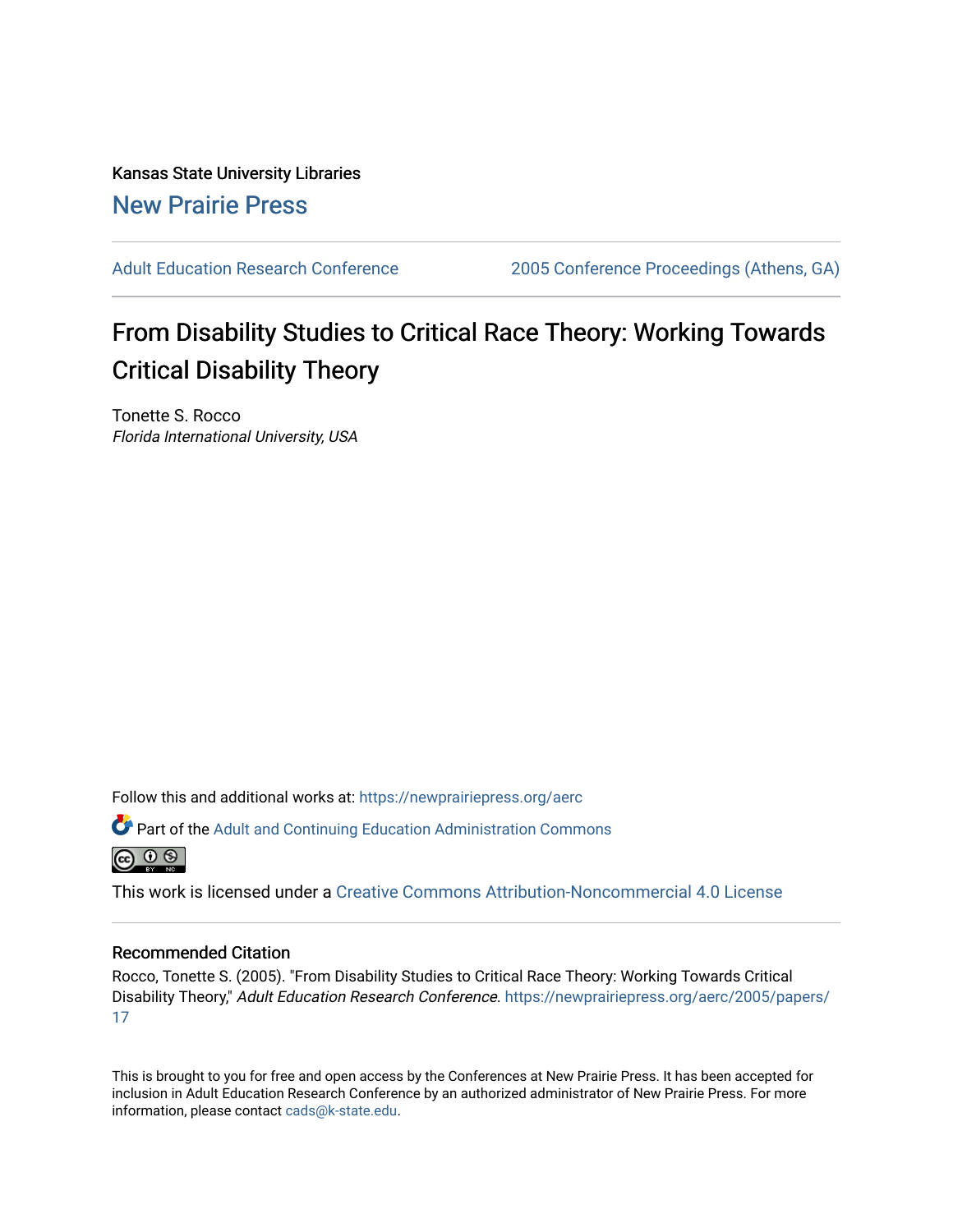Kansas State University Libraries

New Prairie Press

Adult Education Research Conference | 2005 Conference Proceedings (Athens, GA)

# From Disability Studies to Critical Race Theory: Working Towards Critical Disability Theory

Tonette S. Rocco

*Florida International University, USA*

Follow this and additional works at: https://newprairiepress.org/aerc

Part of the Adult and Continuing Education Administration Commons

This work is licensed under a Creative Commons Attribution-Noncommercial 4.0 License

## Recommended Citation

Rocco, Tonette S. (2005). "From Disability Studies to Critical Race Theory: Working Towards Critical Disability Theory," *Adult Education Research Conference*. https://newprairiepress.org/aerc/2005/papers/17

This is brought to you for free and open access by the Conferences at New Prairie Press. It has been accepted for inclusion in Adult Education Research Conference by an authorized administrator of New Prairie Press. For more information, please contact cads@k-state.edu.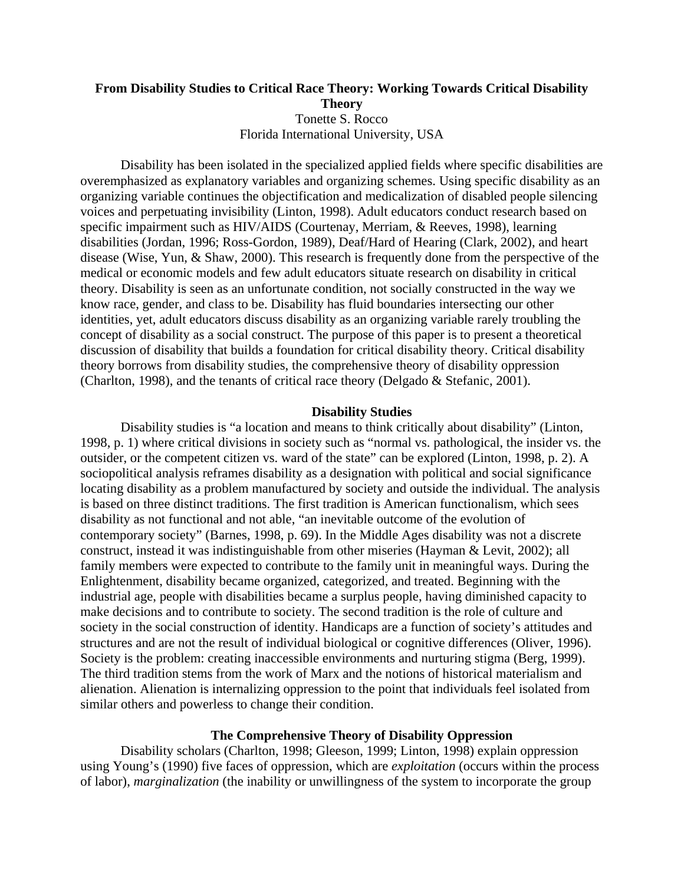**From Disability Studies to Critical Race Theory: Working Towards Critical Disability Theory**

Tonette S. Rocco
Florida International University, USA

Disability has been isolated in the specialized applied fields where specific disabilities are overemphasized as explanatory variables and organizing schemes. Using specific disability as an organizing variable continues the objectification and medicalization of disabled people silencing voices and perpetuating invisibility (Linton, 1998). Adult educators conduct research based on specific impairment such as HIV/AIDS (Courtenay, Merriam, & Reeves, 1998), learning disabilities (Jordan, 1996; Ross-Gordon, 1989), Deaf/Hard of Hearing (Clark, 2002), and heart disease (Wise, Yun, & Shaw, 2000). This research is frequently done from the perspective of the medical or economic models and few adult educators situate research on disability in critical theory. Disability is seen as an unfortunate condition, not socially constructed in the way we know race, gender, and class to be. Disability has fluid boundaries intersecting our other identities, yet, adult educators discuss disability as an organizing variable rarely troubling the concept of disability as a social construct. The purpose of this paper is to present a theoretical discussion of disability that builds a foundation for critical disability theory. Critical disability theory borrows from disability studies, the comprehensive theory of disability oppression (Charlton, 1998), and the tenants of critical race theory (Delgado & Stefanic, 2001).

## Disability Studies

Disability studies is "a location and means to think critically about disability" (Linton, 1998, p. 1) where critical divisions in society such as "normal vs. pathological, the insider vs. the outsider, or the competent citizen vs. ward of the state" can be explored (Linton, 1998, p. 2). A sociopolitical analysis reframes disability as a designation with political and social significance locating disability as a problem manufactured by society and outside the individual. The analysis is based on three distinct traditions. The first tradition is American functionalism, which sees disability as not functional and not able, "an inevitable outcome of the evolution of contemporary society" (Barnes, 1998, p. 69). In the Middle Ages disability was not a discrete construct, instead it was indistinguishable from other miseries (Hayman & Levit, 2002); all family members were expected to contribute to the family unit in meaningful ways. During the Enlightenment, disability became organized, categorized, and treated. Beginning with the industrial age, people with disabilities became a surplus people, having diminished capacity to make decisions and to contribute to society. The second tradition is the role of culture and society in the social construction of identity. Handicaps are a function of society's attitudes and structures and are not the result of individual biological or cognitive differences (Oliver, 1996). Society is the problem: creating inaccessible environments and nurturing stigma (Berg, 1999). The third tradition stems from the work of Marx and the notions of historical materialism and alienation. Alienation is internalizing oppression to the point that individuals feel isolated from similar others and powerless to change their condition.

## The Comprehensive Theory of Disability Oppression

Disability scholars (Charlton, 1998; Gleeson, 1999; Linton, 1998) explain oppression using Young's (1990) five faces of oppression, which are *exploitation* (occurs within the process of labor), *marginalization* (the inability or unwillingness of the system to incorporate the group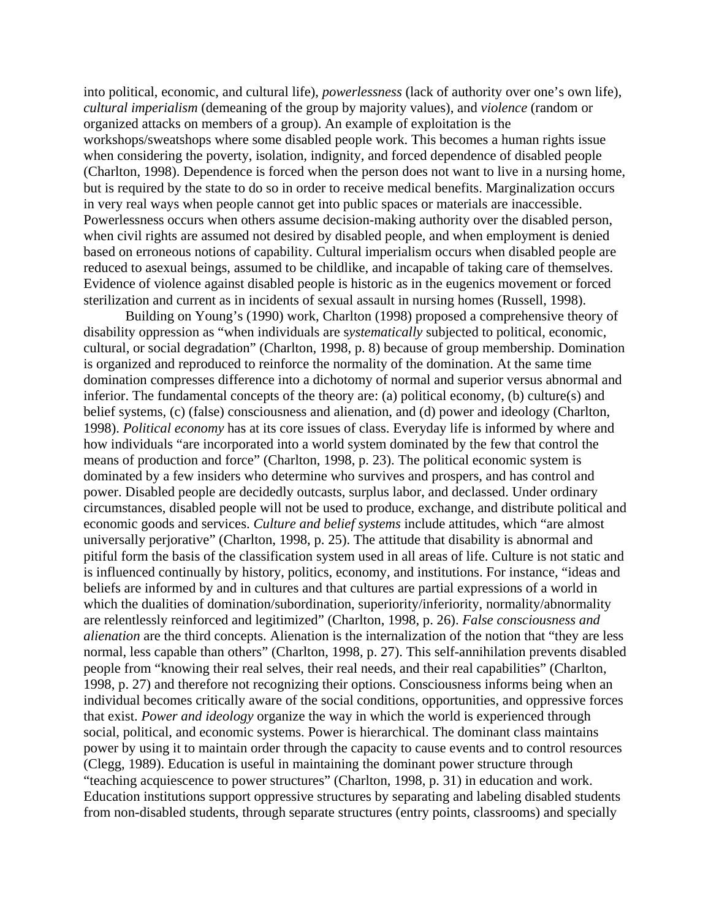into political, economic, and cultural life), *powerlessness* (lack of authority over one's own life), *cultural imperialism* (demeaning of the group by majority values), and *violence* (random or organized attacks on members of a group). An example of exploitation is the workshops/sweatshops where some disabled people work. This becomes a human rights issue when considering the poverty, isolation, indignity, and forced dependence of disabled people (Charlton, 1998). Dependence is forced when the person does not want to live in a nursing home, but is required by the state to do so in order to receive medical benefits. Marginalization occurs in very real ways when people cannot get into public spaces or materials are inaccessible. Powerlessness occurs when others assume decision-making authority over the disabled person, when civil rights are assumed not desired by disabled people, and when employment is denied based on erroneous notions of capability. Cultural imperialism occurs when disabled people are reduced to asexual beings, assumed to be childlike, and incapable of taking care of themselves. Evidence of violence against disabled people is historic as in the eugenics movement or forced sterilization and current as in incidents of sexual assault in nursing homes (Russell, 1998).

Building on Young's (1990) work, Charlton (1998) proposed a comprehensive theory of disability oppression as "when individuals are s*ystematically* subjected to political, economic, cultural, or social degradation" (Charlton, 1998, p. 8) because of group membership. Domination is organized and reproduced to reinforce the normality of the domination. At the same time domination compresses difference into a dichotomy of normal and superior versus abnormal and inferior. The fundamental concepts of the theory are: (a) political economy, (b) culture(s) and belief systems, (c) (false) consciousness and alienation, and (d) power and ideology (Charlton, 1998). *Political economy* has at its core issues of class. Everyday life is informed by where and how individuals "are incorporated into a world system dominated by the few that control the means of production and force" (Charlton, 1998, p. 23). The political economic system is dominated by a few insiders who determine who survives and prospers, and has control and power. Disabled people are decidedly outcasts, surplus labor, and declassed. Under ordinary circumstances, disabled people will not be used to produce, exchange, and distribute political and economic goods and services. *Culture and belief systems* include attitudes, which "are almost universally perjorative" (Charlton, 1998, p. 25). The attitude that disability is abnormal and pitiful form the basis of the classification system used in all areas of life. Culture is not static and is influenced continually by history, politics, economy, and institutions. For instance, "ideas and beliefs are informed by and in cultures and that cultures are partial expressions of a world in which the dualities of domination/subordination, superiority/inferiority, normality/abnormality are relentlessly reinforced and legitimized" (Charlton, 1998, p. 26). *False consciousness and alienation* are the third concepts. Alienation is the internalization of the notion that "they are less normal, less capable than others" (Charlton, 1998, p. 27). This self-annihilation prevents disabled people from "knowing their real selves, their real needs, and their real capabilities" (Charlton, 1998, p. 27) and therefore not recognizing their options. Consciousness informs being when an individual becomes critically aware of the social conditions, opportunities, and oppressive forces that exist. *Power and ideology* organize the way in which the world is experienced through social, political, and economic systems. Power is hierarchical. The dominant class maintains power by using it to maintain order through the capacity to cause events and to control resources (Clegg, 1989). Education is useful in maintaining the dominant power structure through "teaching acquiescence to power structures" (Charlton, 1998, p. 31) in education and work. Education institutions support oppressive structures by separating and labeling disabled students from non-disabled students, through separate structures (entry points, classrooms) and specially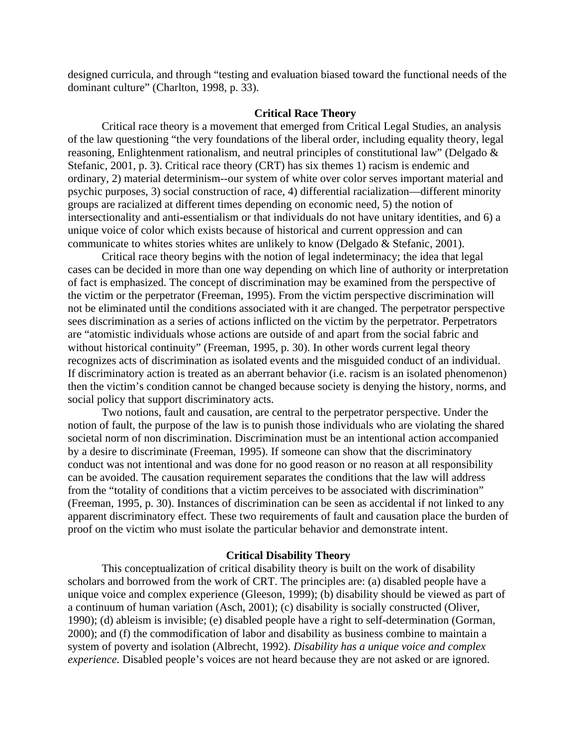designed curricula, and through "testing and evaluation biased toward the functional needs of the dominant culture" (Charlton, 1998, p. 33).

## Critical Race Theory

Critical race theory is a movement that emerged from Critical Legal Studies, an analysis of the law questioning "the very foundations of the liberal order, including equality theory, legal reasoning, Enlightenment rationalism, and neutral principles of constitutional law" (Delgado & Stefanic, 2001, p. 3). Critical race theory (CRT) has six themes 1) racism is endemic and ordinary, 2) material determinism--our system of white over color serves important material and psychic purposes, 3) social construction of race, 4) differential racialization—different minority groups are racialized at different times depending on economic need, 5) the notion of intersectionality and anti-essentialism or that individuals do not have unitary identities, and 6) a unique voice of color which exists because of historical and current oppression and can communicate to whites stories whites are unlikely to know (Delgado & Stefanic, 2001).

Critical race theory begins with the notion of legal indeterminacy; the idea that legal cases can be decided in more than one way depending on which line of authority or interpretation of fact is emphasized. The concept of discrimination may be examined from the perspective of the victim or the perpetrator (Freeman, 1995). From the victim perspective discrimination will not be eliminated until the conditions associated with it are changed. The perpetrator perspective sees discrimination as a series of actions inflicted on the victim by the perpetrator. Perpetrators are "atomistic individuals whose actions are outside of and apart from the social fabric and without historical continuity" (Freeman, 1995, p. 30). In other words current legal theory recognizes acts of discrimination as isolated events and the misguided conduct of an individual. If discriminatory action is treated as an aberrant behavior (i.e. racism is an isolated phenomenon) then the victim's condition cannot be changed because society is denying the history, norms, and social policy that support discriminatory acts.

Two notions, fault and causation, are central to the perpetrator perspective. Under the notion of fault, the purpose of the law is to punish those individuals who are violating the shared societal norm of non discrimination. Discrimination must be an intentional action accompanied by a desire to discriminate (Freeman, 1995). If someone can show that the discriminatory conduct was not intentional and was done for no good reason or no reason at all responsibility can be avoided. The causation requirement separates the conditions that the law will address from the "totality of conditions that a victim perceives to be associated with discrimination" (Freeman, 1995, p. 30). Instances of discrimination can be seen as accidental if not linked to any apparent discriminatory effect. These two requirements of fault and causation place the burden of proof on the victim who must isolate the particular behavior and demonstrate intent.

## Critical Disability Theory

This conceptualization of critical disability theory is built on the work of disability scholars and borrowed from the work of CRT. The principles are: (a) disabled people have a unique voice and complex experience (Gleeson, 1999); (b) disability should be viewed as part of a continuum of human variation (Asch, 2001); (c) disability is socially constructed (Oliver, 1990); (d) ableism is invisible; (e) disabled people have a right to self-determination (Gorman, 2000); and (f) the commodification of labor and disability as business combine to maintain a system of poverty and isolation (Albrecht, 1992). *Disability has a unique voice and complex experience.* Disabled people's voices are not heard because they are not asked or are ignored.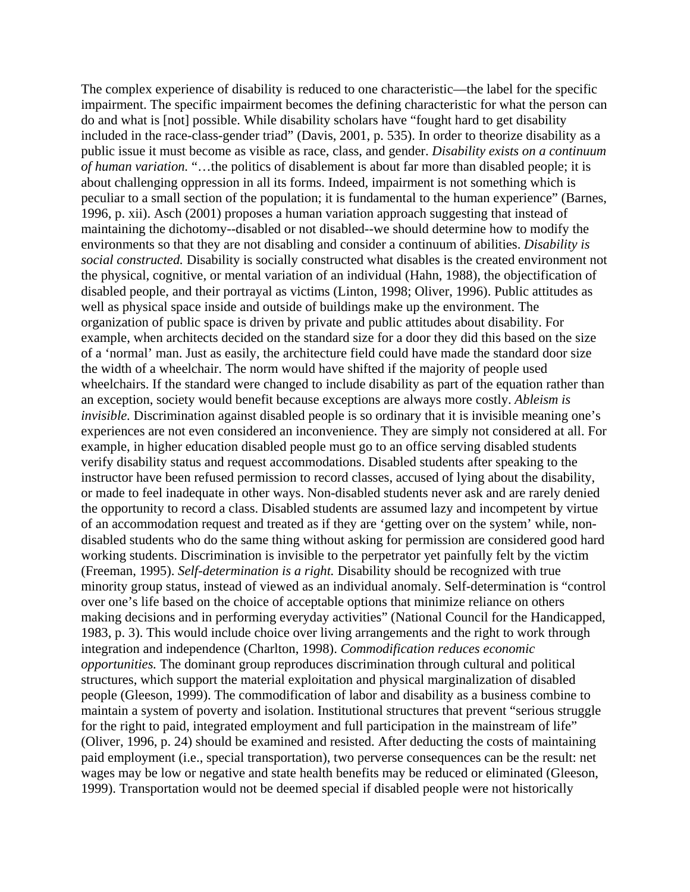The complex experience of disability is reduced to one characteristic—the label for the specific impairment. The specific impairment becomes the defining characteristic for what the person can do and what is [not] possible. While disability scholars have "fought hard to get disability included in the race-class-gender triad" (Davis, 2001, p. 535). In order to theorize disability as a public issue it must become as visible as race, class, and gender. *Disability exists on a continuum of human variation.* "…the politics of disablement is about far more than disabled people; it is about challenging oppression in all its forms. Indeed, impairment is not something which is peculiar to a small section of the population; it is fundamental to the human experience" (Barnes, 1996, p. xii). Asch (2001) proposes a human variation approach suggesting that instead of maintaining the dichotomy--disabled or not disabled--we should determine how to modify the environments so that they are not disabling and consider a continuum of abilities. *Disability is social constructed.* Disability is socially constructed what disables is the created environment not the physical, cognitive, or mental variation of an individual (Hahn, 1988), the objectification of disabled people, and their portrayal as victims (Linton, 1998; Oliver, 1996). Public attitudes as well as physical space inside and outside of buildings make up the environment. The organization of public space is driven by private and public attitudes about disability. For example, when architects decided on the standard size for a door they did this based on the size of a 'normal' man. Just as easily, the architecture field could have made the standard door size the width of a wheelchair. The norm would have shifted if the majority of people used wheelchairs. If the standard were changed to include disability as part of the equation rather than an exception, society would benefit because exceptions are always more costly. *Ableism is invisible.* Discrimination against disabled people is so ordinary that it is invisible meaning one's experiences are not even considered an inconvenience. They are simply not considered at all. For example, in higher education disabled people must go to an office serving disabled students verify disability status and request accommodations. Disabled students after speaking to the instructor have been refused permission to record classes, accused of lying about the disability, or made to feel inadequate in other ways. Non-disabled students never ask and are rarely denied the opportunity to record a class. Disabled students are assumed lazy and incompetent by virtue of an accommodation request and treated as if they are 'getting over on the system' while, non-disabled students who do the same thing without asking for permission are considered good hard working students. Discrimination is invisible to the perpetrator yet painfully felt by the victim (Freeman, 1995). *Self-determination is a right.* Disability should be recognized with true minority group status, instead of viewed as an individual anomaly. Self-determination is "control over one's life based on the choice of acceptable options that minimize reliance on others making decisions and in performing everyday activities" (National Council for the Handicapped, 1983, p. 3). This would include choice over living arrangements and the right to work through integration and independence (Charlton, 1998). *Commodification reduces economic opportunities.* The dominant group reproduces discrimination through cultural and political structures, which support the material exploitation and physical marginalization of disabled people (Gleeson, 1999). The commodification of labor and disability as a business combine to maintain a system of poverty and isolation. Institutional structures that prevent "serious struggle for the right to paid, integrated employment and full participation in the mainstream of life" (Oliver, 1996, p. 24) should be examined and resisted. After deducting the costs of maintaining paid employment (i.e., special transportation), two perverse consequences can be the result: net wages may be low or negative and state health benefits may be reduced or eliminated (Gleeson, 1999). Transportation would not be deemed special if disabled people were not historically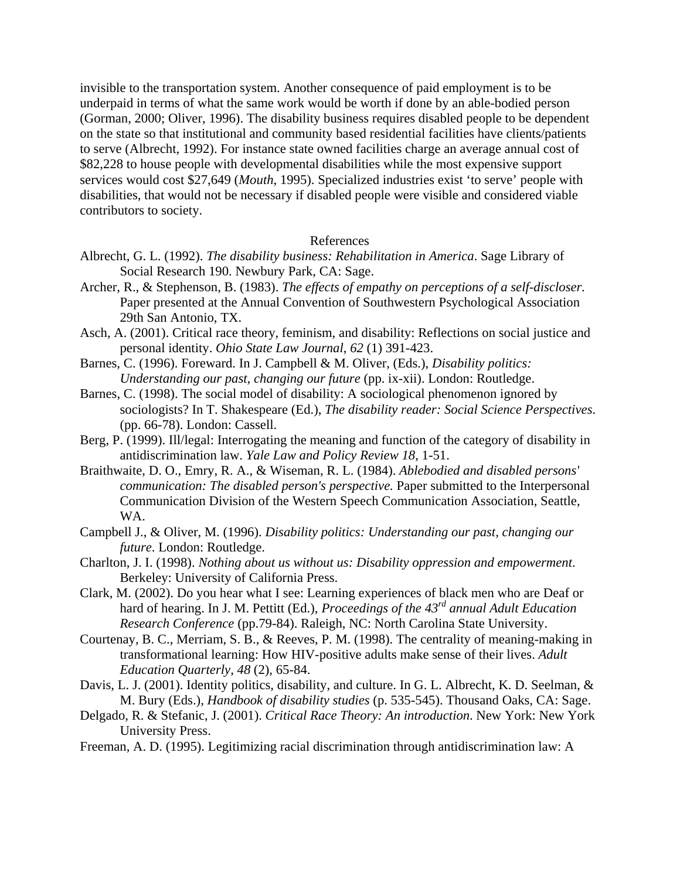invisible to the transportation system. Another consequence of paid employment is to be underpaid in terms of what the same work would be worth if done by an able-bodied person (Gorman, 2000; Oliver, 1996). The disability business requires disabled people to be dependent on the state so that institutional and community based residential facilities have clients/patients to serve (Albrecht, 1992). For instance state owned facilities charge an average annual cost of $82,228 to house people with developmental disabilities while the most expensive support services would cost $27,649 (*Mouth*, 1995). Specialized industries exist 'to serve' people with disabilities, that would not be necessary if disabled people were visible and considered viable contributors to society.

## References

Albrecht, G. L. (1992). *The disability business: Rehabilitation in America*. Sage Library of Social Research 190. Newbury Park, CA: Sage.

Archer, R., & Stephenson, B. (1983). *The effects of empathy on perceptions of a self-discloser*. Paper presented at the Annual Convention of Southwestern Psychological Association 29th San Antonio, TX.

Asch, A. (2001). Critical race theory, feminism, and disability: Reflections on social justice and personal identity. *Ohio State Law Journal, 62* (1) 391-423.

Barnes, C. (1996). Foreward. In J. Campbell & M. Oliver, (Eds.), *Disability politics: Understanding our past, changing our future* (pp. ix-xii). London: Routledge.

Barnes, C. (1998). The social model of disability: A sociological phenomenon ignored by sociologists? In T. Shakespeare (Ed.), *The disability reader: Social Science Perspectives*. (pp. 66-78). London: Cassell.

Berg, P. (1999). Ill/legal: Interrogating the meaning and function of the category of disability in antidiscrimination law. *Yale Law and Policy Review 18*, 1-51.

Braithwaite, D. O., Emry, R. A., & Wiseman, R. L. (1984). *Ablebodied and disabled persons' communication: The disabled person's perspective.* Paper submitted to the Interpersonal Communication Division of the Western Speech Communication Association, Seattle, WA.

Campbell J., & Oliver, M. (1996). *Disability politics: Understanding our past, changing our future*. London: Routledge.

Charlton, J. I. (1998). *Nothing about us without us: Disability oppression and empowerment*. Berkeley: University of California Press.

Clark, M. (2002). Do you hear what I see: Learning experiences of black men who are Deaf or hard of hearing. In J. M. Pettitt (Ed.), *Proceedings of the 43rd annual Adult Education Research Conference* (pp.79-84). Raleigh, NC: North Carolina State University.

Courtenay, B. C., Merriam, S. B., & Reeves, P. M. (1998). The centrality of meaning-making in transformational learning: How HIV-positive adults make sense of their lives. *Adult Education Quarterly, 48* (2), 65-84.

Davis, L. J. (2001). Identity politics, disability, and culture. In G. L. Albrecht, K. D. Seelman, & M. Bury (Eds.), *Handbook of disability studies* (p. 535-545). Thousand Oaks, CA: Sage.

Delgado, R. & Stefanic, J. (2001). *Critical Race Theory: An introduction*. New York: New York University Press.

Freeman, A. D. (1995). Legitimizing racial discrimination through antidiscrimination law: A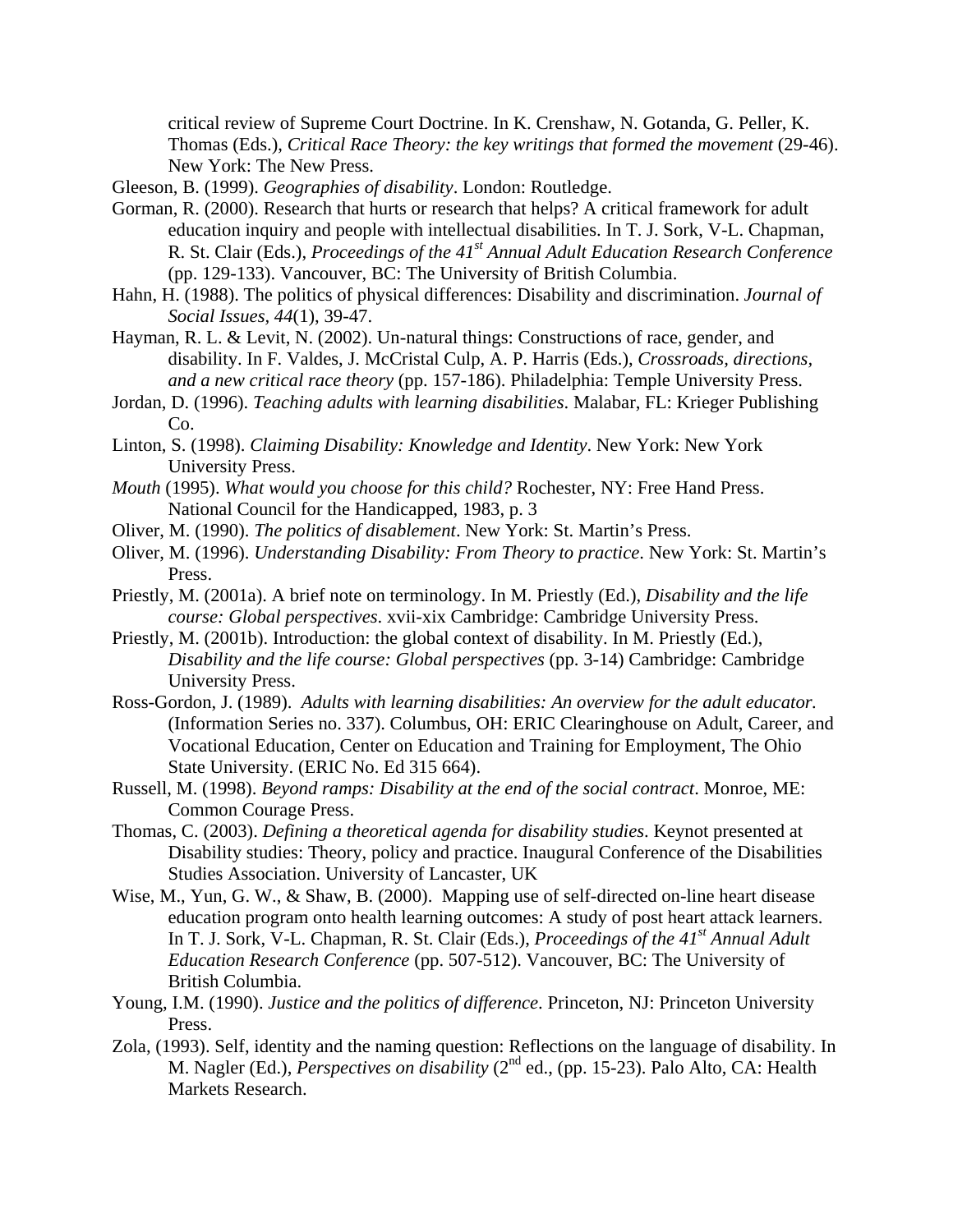critical review of Supreme Court Doctrine. In K. Crenshaw, N. Gotanda, G. Peller, K. Thomas (Eds.), *Critical Race Theory: the key writings that formed the movement* (29-46). New York: The New Press.

Gleeson, B. (1999). *Geographies of disability*. London: Routledge.

Gorman, R. (2000). Research that hurts or research that helps? A critical framework for adult education inquiry and people with intellectual disabilities. In T. J. Sork, V-L. Chapman, R. St. Clair (Eds.), *Proceedings of the 41st Annual Adult Education Research Conference* (pp. 129-133). Vancouver, BC: The University of British Columbia.

Hahn, H. (1988). The politics of physical differences: Disability and discrimination. *Journal of Social Issues, 44*(1), 39-47.

Hayman, R. L. & Levit, N. (2002). Un-natural things: Constructions of race, gender, and disability. In F. Valdes, J. McCristal Culp, A. P. Harris (Eds.), *Crossroads, directions, and a new critical race theory* (pp. 157-186). Philadelphia: Temple University Press.

Jordan, D. (1996). *Teaching adults with learning disabilities*. Malabar, FL: Krieger Publishing Co.

Linton, S. (1998). *Claiming Disability: Knowledge and Identity*. New York: New York University Press.

*Mouth* (1995). *What would you choose for this child?* Rochester, NY: Free Hand Press. National Council for the Handicapped, 1983, p. 3

Oliver, M. (1990). *The politics of disablement*. New York: St. Martin's Press.

Oliver, M. (1996). *Understanding Disability: From Theory to practice*. New York: St. Martin's Press.

Priestly, M. (2001a). A brief note on terminology. In M. Priestly (Ed.), *Disability and the life course: Global perspectives*. xvii-xix Cambridge: Cambridge University Press.

Priestly, M. (2001b). Introduction: the global context of disability. In M. Priestly (Ed.), *Disability and the life course: Global perspectives* (pp. 3-14) Cambridge: Cambridge University Press.

Ross-Gordon, J. (1989). *Adults with learning disabilities: An overview for the adult educator.* (Information Series no. 337). Columbus, OH: ERIC Clearinghouse on Adult, Career, and Vocational Education, Center on Education and Training for Employment, The Ohio State University. (ERIC No. Ed 315 664).

Russell, M. (1998). *Beyond ramps: Disability at the end of the social contract*. Monroe, ME: Common Courage Press.

Thomas, C. (2003). *Defining a theoretical agenda for disability studies*. Keynot presented at Disability studies: Theory, policy and practice. Inaugural Conference of the Disabilities Studies Association. University of Lancaster, UK

Wise, M., Yun, G. W., & Shaw, B. (2000). Mapping use of self-directed on-line heart disease education program onto health learning outcomes: A study of post heart attack learners. In T. J. Sork, V-L. Chapman, R. St. Clair (Eds.), *Proceedings of the 41st Annual Adult Education Research Conference* (pp. 507-512). Vancouver, BC: The University of British Columbia.

Young, I.M. (1990). *Justice and the politics of difference*. Princeton, NJ: Princeton University Press.

Zola, (1993). Self, identity and the naming question: Reflections on the language of disability. In M. Nagler (Ed.), *Perspectives on disability* (2nd ed., (pp. 15-23). Palo Alto, CA: Health Markets Research.